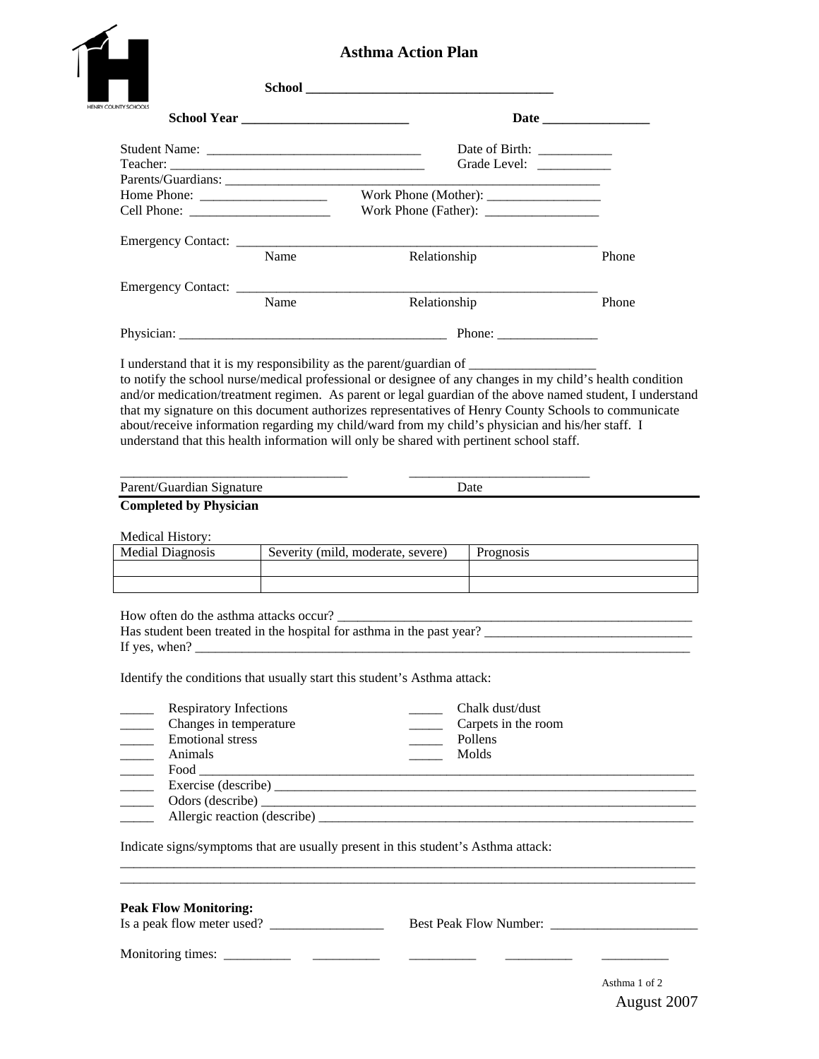# Asthma Action Plan

**School \_\_\_\_\_\_\_\_\_\_\_\_\_\_\_\_\_\_\_\_\_\_\_\_\_\_\_\_\_\_\_\_\_\_\_\_\_\_**

**School Year \_\_\_\_\_\_\_\_\_\_\_\_\_\_\_\_\_\_\_\_\_\_\_\_\_\_** **Date \_\_\_\_\_\_\_\_\_\_\_\_\_\_\_\_\_**

Student Name: \_\_\_\_\_\_\_\_\_\_\_\_\_\_\_\_\_\_\_\_\_\_\_\_\_\_\_\_\_\_\_\_\_\_ Date of Birth: \_\_\_\_\_\_\_\_\_\_\_\_

Teacher: \_\_\_\_\_\_\_\_\_\_\_\_\_\_\_\_\_\_\_\_\_\_\_\_\_\_\_\_\_\_\_\_\_\_\_\_\_\_\_\_\_\_ Grade Level: \_\_\_\_\_\_\_\_\_\_\_\_

Parents/Guardians: \_\_\_\_\_\_\_\_\_\_\_\_\_\_\_\_\_\_\_\_\_\_\_\_\_\_\_\_\_\_\_\_\_\_\_\_\_\_\_\_\_\_\_\_\_\_\_\_\_\_\_\_\_\_\_\_\_\_\_\_

Home Phone: \_\_\_\_\_\_\_\_\_\_\_\_\_\_\_\_\_\_\_\_ Work Phone (Mother): \_\_\_\_\_\_\_\_\_\_\_\_\_\_\_\_\_\_

Cell Phone: \_\_\_\_\_\_\_\_\_\_\_\_\_\_\_\_\_\_\_\_\_\_\_ Work Phone (Father): \_\_\_\_\_\_\_\_\_\_\_\_\_\_\_\_\_\_

Emergency Contact: \_\_\_\_\_\_\_\_\_\_\_\_\_\_\_\_\_\_\_\_\_\_\_\_\_\_\_\_\_\_\_\_\_\_\_\_\_\_\_\_\_\_\_\_\_\_\_\_\_\_\_\_\_\_\_\_\_
Name Relationship Phone

Emergency Contact: \_\_\_\_\_\_\_\_\_\_\_\_\_\_\_\_\_\_\_\_\_\_\_\_\_\_\_\_\_\_\_\_\_\_\_\_\_\_\_\_\_\_\_\_\_\_\_\_\_\_\_\_\_\_\_\_\_
Name Relationship Phone

Physician: \_\_\_\_\_\_\_\_\_\_\_\_\_\_\_\_\_\_\_\_\_\_\_\_\_\_\_\_\_\_\_\_\_\_\_\_\_\_\_\_\_\_ Phone: \_\_\_\_\_\_\_\_\_\_\_\_\_\_\_\_

I understand that it is my responsibility as the parent/guardian of \_\_\_\_\_\_\_\_\_\_\_\_\_\_\_\_\_\_\_\_ to notify the school nurse/medical professional or designee of any changes in my child's health condition and/or medication/treatment regimen. As parent or legal guardian of the above named student, I understand that my signature on this document authorizes representatives of Henry County Schools to communicate about/receive information regarding my child/ward from my child's physician and his/her staff. I understand that this health information will only be shared with pertinent school staff.

\_\_\_\_\_\_\_\_\_\_\_\_\_\_\_\_\_\_\_\_\_\_\_\_\_\_\_\_\_\_\_\_\_\_\_ \_\_\_\_\_\_\_\_\_\_\_\_\_\_\_\_\_\_\_\_\_\_\_\_\_\_\_\_
Parent/Guardian Signature Date

**Completed by Physician**

Medical History:

| Medial Diagnosis | Severity (mild, moderate, severe) | Prognosis |
|---|---|---|
| | | |
| | | |

How often do the asthma attacks occur? \_\_\_\_\_\_\_\_\_\_\_\_\_\_\_\_\_\_\_\_\_\_\_\_\_\_\_\_\_\_\_\_\_\_\_\_\_\_\_\_\_\_\_\_\_\_\_\_\_\_\_\_\_\_

Has student been treated in the hospital for asthma in the past year? \_\_\_\_\_\_\_\_\_\_\_\_\_\_\_\_\_\_\_\_\_\_\_\_\_\_\_\_\_\_\_\_\_

If yes, when? \_\_\_\_\_\_\_\_\_\_\_\_\_\_\_\_\_\_\_\_\_\_\_\_\_\_\_\_\_\_\_\_\_\_\_\_\_\_\_\_\_\_\_\_\_\_\_\_\_\_\_\_\_\_\_\_\_\_\_\_\_\_\_\_\_\_\_\_\_\_\_\_\_\_\_\_\_

Identify the conditions that usually start this student's Asthma attack:

\_\_\_\_\_ Respiratory Infections
\_\_\_\_\_ Changes in temperature
\_\_\_\_\_ Emotional stress
\_\_\_\_\_ Animals
\_\_\_\_\_ Chalk dust/dust
\_\_\_\_\_ Carpets in the room
\_\_\_\_\_ Pollens
\_\_\_\_\_ Molds
\_\_\_\_\_ Food \_\_\_\_\_\_\_\_\_\_\_\_\_\_\_\_\_\_\_\_\_\_\_\_\_\_\_\_\_\_\_\_\_\_\_\_\_\_\_\_\_\_\_\_\_\_\_\_\_\_\_\_\_\_\_\_\_\_\_\_\_\_\_\_\_\_\_\_\_\_\_\_\_\_\_
\_\_\_\_\_ Exercise (describe) \_\_\_\_\_\_\_\_\_\_\_\_\_\_\_\_\_\_\_\_\_\_\_\_\_\_\_\_\_\_\_\_\_\_\_\_\_\_\_\_\_\_\_\_\_\_\_\_\_\_\_\_\_\_\_\_\_\_\_\_\_\_\_\_\_\_
\_\_\_\_\_ Odors (describe) \_\_\_\_\_\_\_\_\_\_\_\_\_\_\_\_\_\_\_\_\_\_\_\_\_\_\_\_\_\_\_\_\_\_\_\_\_\_\_\_\_\_\_\_\_\_\_\_\_\_\_\_\_\_\_\_\_\_\_\_\_\_\_\_\_\_\_\_
\_\_\_\_\_ Allergic reaction (describe) \_\_\_\_\_\_\_\_\_\_\_\_\_\_\_\_\_\_\_\_\_\_\_\_\_\_\_\_\_\_\_\_\_\_\_\_\_\_\_\_\_\_\_\_\_\_\_\_\_\_\_\_\_\_\_\_\_\_\_\_

Indicate signs/symptoms that are usually present in this student's Asthma attack:

\_\_\_\_\_\_\_\_\_\_\_\_\_\_\_\_\_\_\_\_\_\_\_\_\_\_\_\_\_\_\_\_\_\_\_\_\_\_\_\_\_\_\_\_\_\_\_\_\_\_\_\_\_\_\_\_\_\_\_\_\_\_\_\_\_\_\_\_\_\_\_\_\_\_\_\_\_\_\_\_\_\_\_\_\_\_\_\_

\_\_\_\_\_\_\_\_\_\_\_\_\_\_\_\_\_\_\_\_\_\_\_\_\_\_\_\_\_\_\_\_\_\_\_\_\_\_\_\_\_\_\_\_\_\_\_\_\_\_\_\_\_\_\_\_\_\_\_\_\_\_\_\_\_\_\_\_\_\_\_\_\_\_\_\_\_\_\_\_\_\_\_\_\_\_\_\_

**Peak Flow Monitoring:**

Is a peak flow meter used? \_\_\_\_\_\_\_\_\_\_\_\_\_\_\_\_\_\_ Best Peak Flow Number: \_\_\_\_\_\_\_\_\_\_\_\_\_\_\_\_\_\_\_\_\_\_\_

Monitoring times: \_\_\_\_\_\_\_\_\_\_ \_\_\_\_\_\_\_\_\_\_ \_\_\_\_\_\_\_\_\_\_ \_\_\_\_\_\_\_\_\_\_ \_\_\_\_\_\_\_\_\_\_

August 2007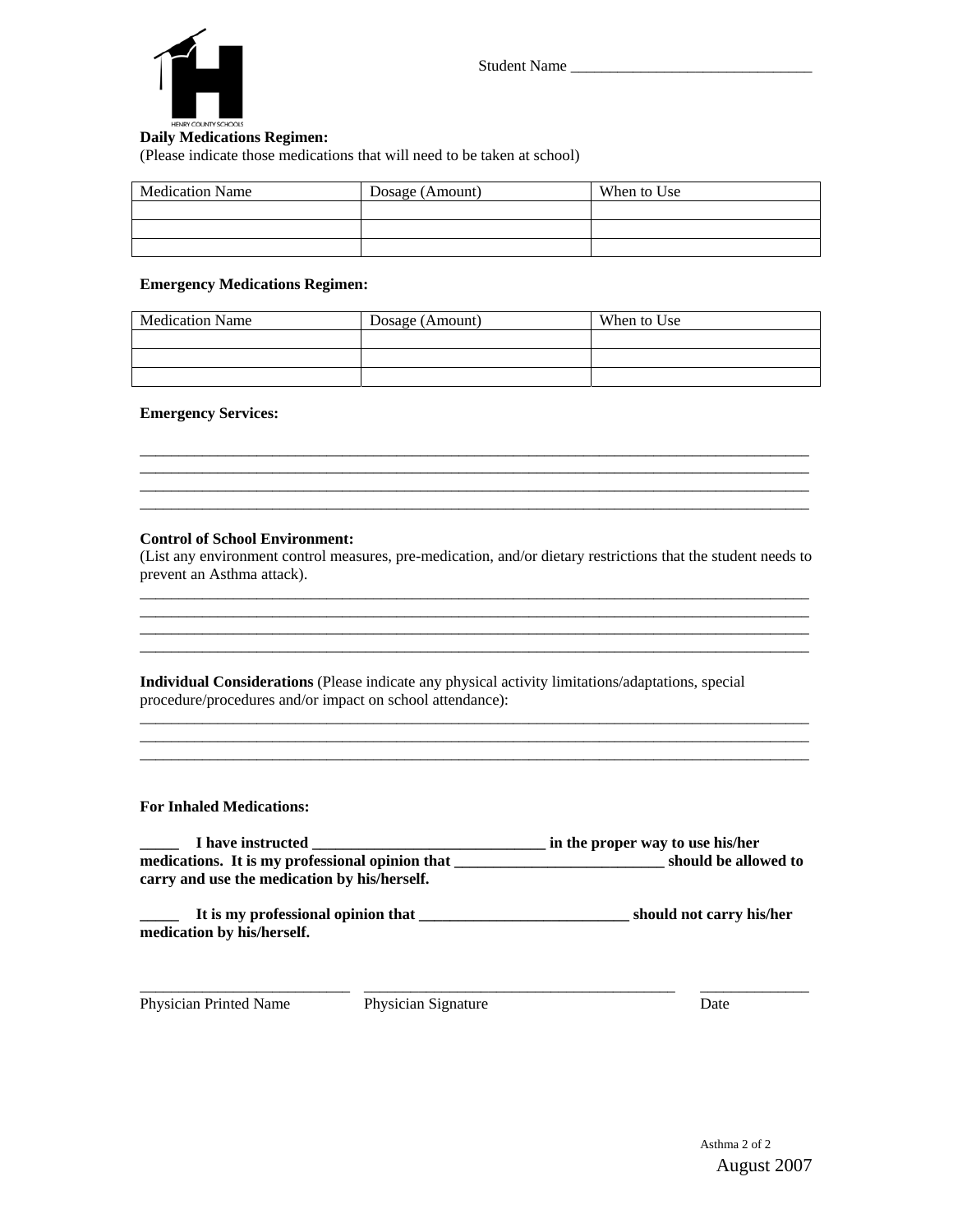Student Name _______________________________

**Daily Medications Regimen:**
(Please indicate those medications that will need to be taken at school)

| Medication Name | Dosage (Amount) | When to Use |
|---|---|---|
| | | |
| | | |
| | | |

**Emergency Medications Regimen:**

| Medication Name | Dosage (Amount) | When to Use |
|---|---|---|
| | | |
| | | |
| | | |

**Emergency Services:**

_____________________________________________________________________________________
_____________________________________________________________________________________
_____________________________________________________________________________________
_____________________________________________________________________________________

**Control of School Environment:**
(List any environment control measures, pre-medication, and/or dietary restrictions that the student needs to prevent an Asthma attack).

_____________________________________________________________________________________
_____________________________________________________________________________________
_____________________________________________________________________________________
_____________________________________________________________________________________

**Individual Considerations** (Please indicate any physical activity limitations/adaptations, special procedure/procedures and/or impact on school attendance):

_____________________________________________________________________________________
_____________________________________________________________________________________
_____________________________________________________________________________________

**For Inhaled Medications:**

**_____ I have instructed ______________________________ in the proper way to use his/her medications. It is my professional opinion that ___________________________ should be allowed to carry and use the medication by his/herself.**

**_____ It is my professional opinion that ___________________________ should not carry his/her medication by his/herself.**

___________________________ ________________________________________ ______________
Physician Printed Name Physician Signature Date

August 2007